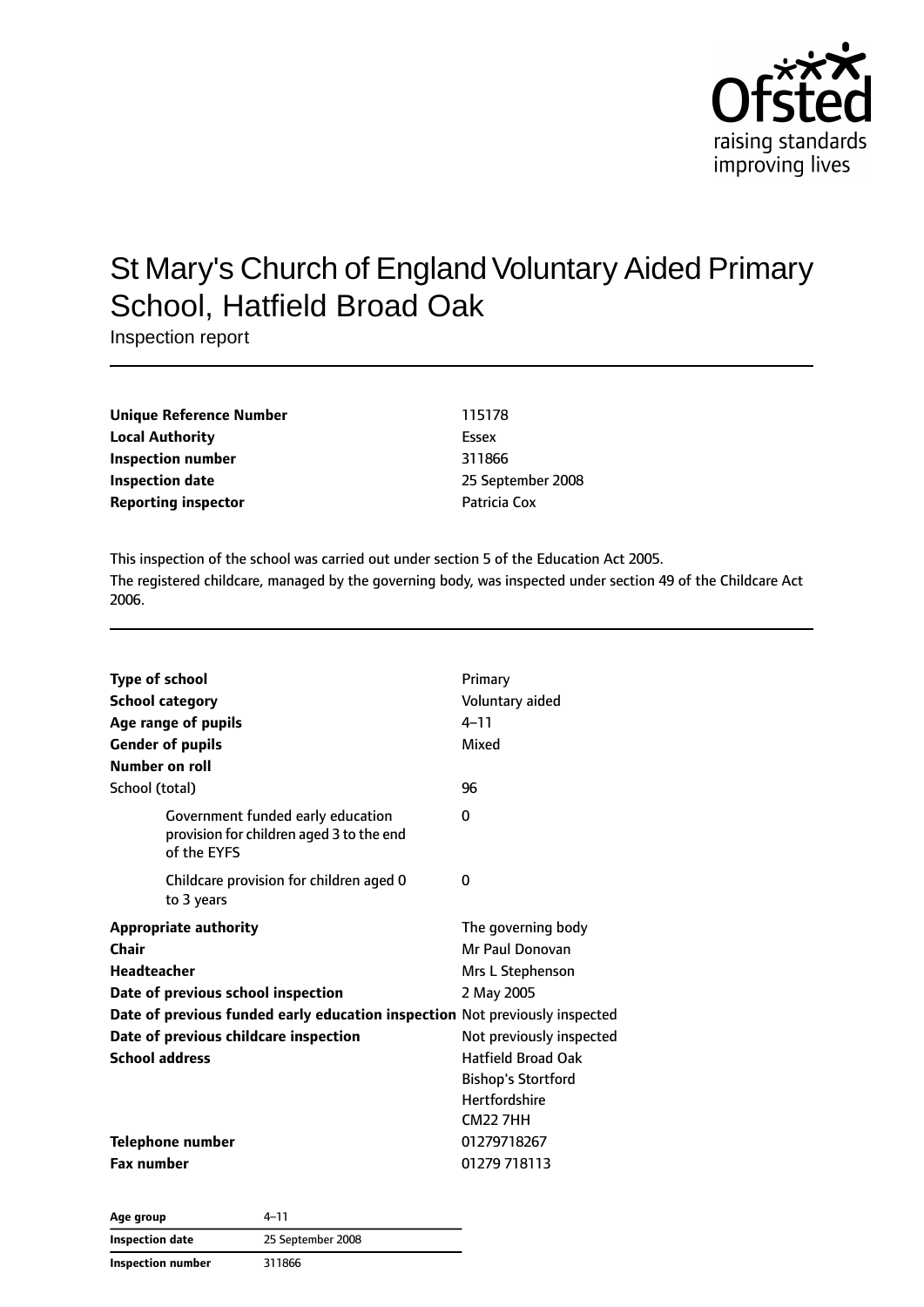# St Mary's Church of England Voluntary Aided Primary School, Hatfield Broad Oak

Inspection report

| | |
|---|---|
| **Unique Reference Number** | 115178 |
| **Local Authority** | Essex |
| **Inspection number** | 311866 |
| **Inspection date** | 25 September 2008 |
| **Reporting inspector** | Patricia Cox |

This inspection of the school was carried out under section 5 of the Education Act 2005.
The registered childcare, managed by the governing body, was inspected under section 49 of the Childcare Act 2006.

| | |
|---|---|
| **Type of school** | Primary |
| **School category** | Voluntary aided |
| **Age range of pupils** | 4–11 |
| **Gender of pupils** | Mixed |
| **Number on roll** | |
| School (total) | 96 |
| Government funded early education provision for children aged 3 to the end of the EYFS | 0 |
| Childcare provision for children aged 0 to 3 years | 0 |
| **Appropriate authority** | The governing body |
| **Chair** | Mr Paul Donovan |
| **Headteacher** | Mrs L Stephenson |
| **Date of previous school inspection** | 2 May 2005 |
| **Date of previous funded early education inspection** | Not previously inspected |
| **Date of previous childcare inspection** | Not previously inspected |
| **School address** | Hatfield Broad Oak<br>Bishop's Stortford<br>Hertfordshire<br>CM22 7HH |
| **Telephone number** | 01279718267 |
| **Fax number** | 01279 718113 |

| | |
|---|---|
| **Age group** | 4–11 |
| **Inspection date** | 25 September 2008 |
| **Inspection number** | 311866 |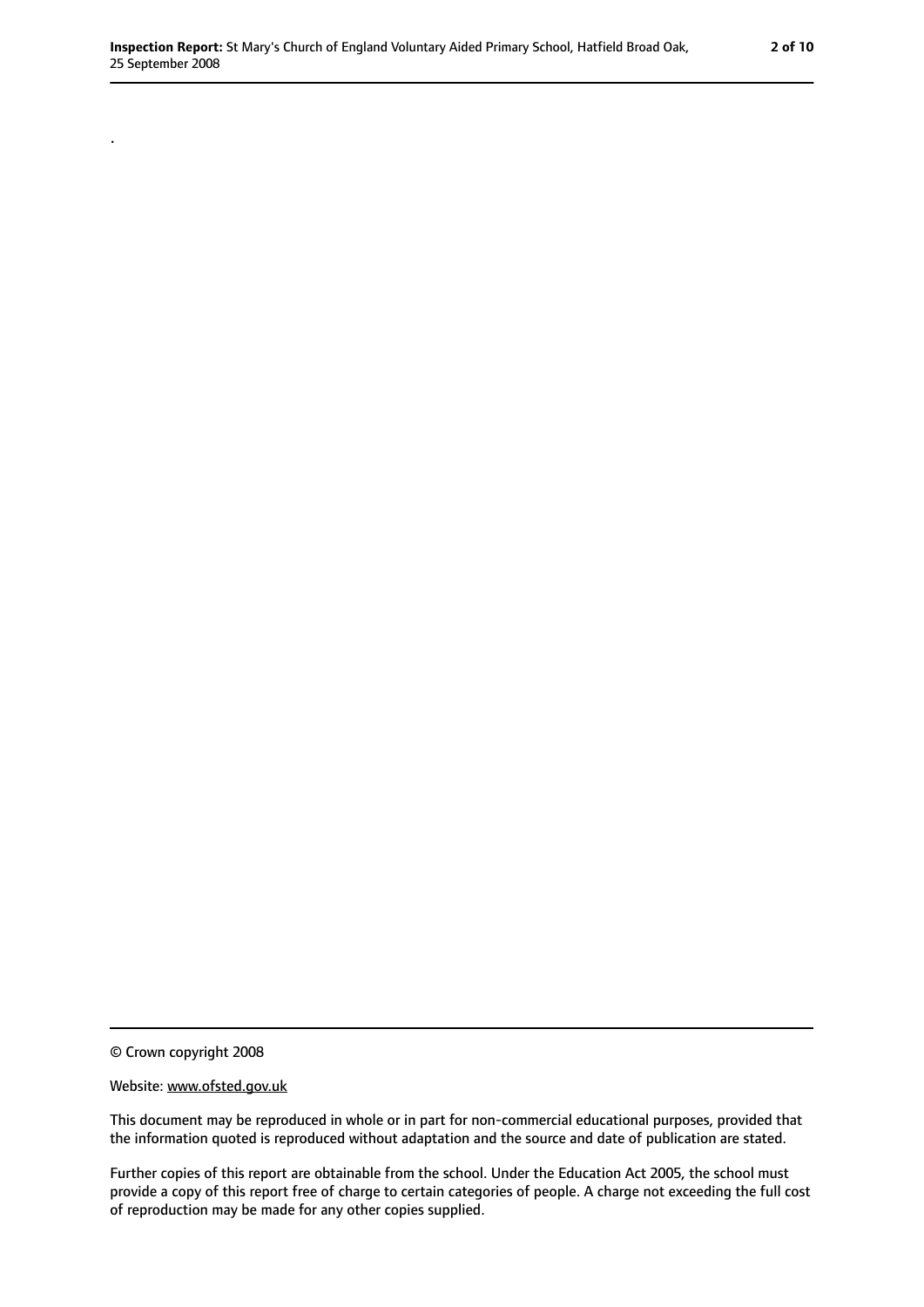.

© Crown copyright 2008

Website: www.ofsted.gov.uk

This document may be reproduced in whole or in part for non-commercial educational purposes, provided that the information quoted is reproduced without adaptation and the source and date of publication are stated.

Further copies of this report are obtainable from the school. Under the Education Act 2005, the school must provide a copy of this report free of charge to certain categories of people. A charge not exceeding the full cost of reproduction may be made for any other copies supplied.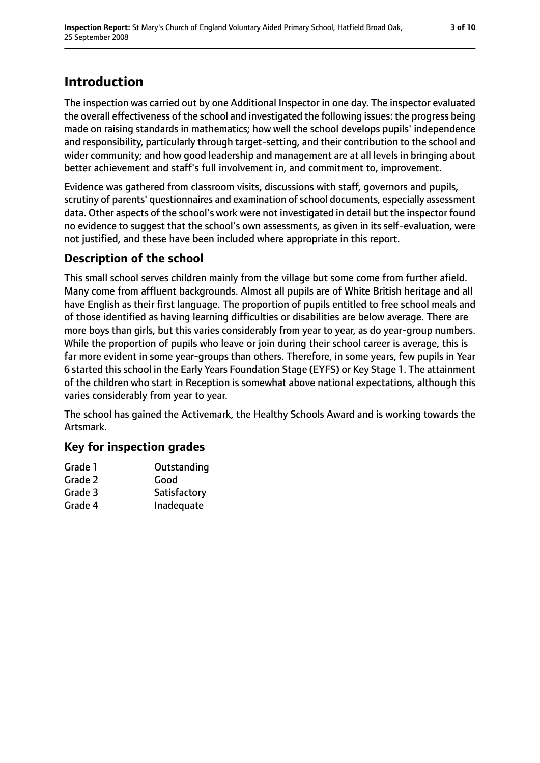# Introduction

The inspection was carried out by one Additional Inspector in one day. The inspector evaluated the overall effectiveness of the school and investigated the following issues: the progress being made on raising standards in mathematics; how well the school develops pupils' independence and responsibility, particularly through target-setting, and their contribution to the school and wider community; and how good leadership and management are at all levels in bringing about better achievement and staff's full involvement in, and commitment to, improvement.

Evidence was gathered from classroom visits, discussions with staff, governors and pupils, scrutiny of parents' questionnaires and examination of school documents, especially assessment data. Other aspects of the school's work were not investigated in detail but the inspector found no evidence to suggest that the school's own assessments, as given in its self-evaluation, were not justified, and these have been included where appropriate in this report.

## Description of the school

This small school serves children mainly from the village but some come from further afield. Many come from affluent backgrounds. Almost all pupils are of White British heritage and all have English as their first language. The proportion of pupils entitled to free school meals and of those identified as having learning difficulties or disabilities are below average. There are more boys than girls, but this varies considerably from year to year, as do year-group numbers. While the proportion of pupils who leave or join during their school career is average, this is far more evident in some year-groups than others. Therefore, in some years, few pupils in Year 6 started this school in the Early Years Foundation Stage (EYFS) or Key Stage 1. The attainment of the children who start in Reception is somewhat above national expectations, although this varies considerably from year to year.

The school has gained the Activemark, the Healthy Schools Award and is working towards the Artsmark.

## Key for inspection grades

| | |
|---|---|
| Grade 1 | Outstanding |
| Grade 2 | Good |
| Grade 3 | Satisfactory |
| Grade 4 | Inadequate |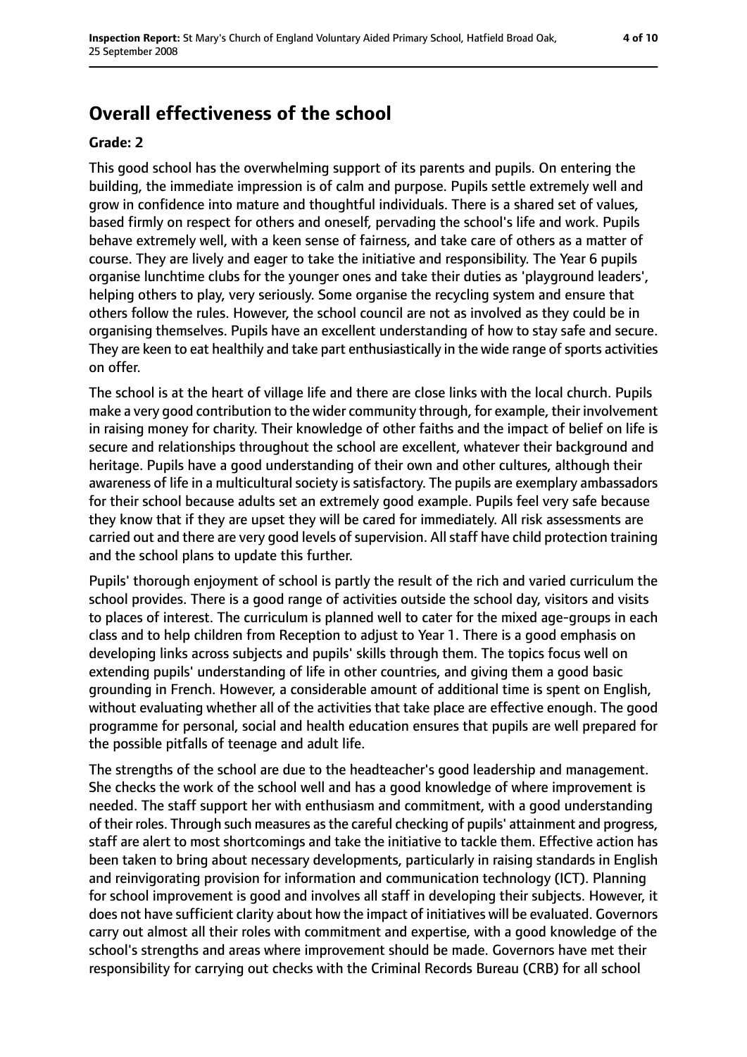## Overall effectiveness of the school

**Grade: 2**

This good school has the overwhelming support of its parents and pupils. On entering the building, the immediate impression is of calm and purpose. Pupils settle extremely well and grow in confidence into mature and thoughtful individuals. There is a shared set of values, based firmly on respect for others and oneself, pervading the school's life and work. Pupils behave extremely well, with a keen sense of fairness, and take care of others as a matter of course. They are lively and eager to take the initiative and responsibility. The Year 6 pupils organise lunchtime clubs for the younger ones and take their duties as 'playground leaders', helping others to play, very seriously. Some organise the recycling system and ensure that others follow the rules. However, the school council are not as involved as they could be in organising themselves. Pupils have an excellent understanding of how to stay safe and secure. They are keen to eat healthily and take part enthusiastically in the wide range of sports activities on offer.

The school is at the heart of village life and there are close links with the local church. Pupils make a very good contribution to the wider community through, for example, their involvement in raising money for charity. Their knowledge of other faiths and the impact of belief on life is secure and relationships throughout the school are excellent, whatever their background and heritage. Pupils have a good understanding of their own and other cultures, although their awareness of life in a multicultural society is satisfactory. The pupils are exemplary ambassadors for their school because adults set an extremely good example. Pupils feel very safe because they know that if they are upset they will be cared for immediately. All risk assessments are carried out and there are very good levels of supervision. All staff have child protection training and the school plans to update this further.

Pupils' thorough enjoyment of school is partly the result of the rich and varied curriculum the school provides. There is a good range of activities outside the school day, visitors and visits to places of interest. The curriculum is planned well to cater for the mixed age-groups in each class and to help children from Reception to adjust to Year 1. There is a good emphasis on developing links across subjects and pupils' skills through them. The topics focus well on extending pupils' understanding of life in other countries, and giving them a good basic grounding in French. However, a considerable amount of additional time is spent on English, without evaluating whether all of the activities that take place are effective enough. The good programme for personal, social and health education ensures that pupils are well prepared for the possible pitfalls of teenage and adult life.

The strengths of the school are due to the headteacher's good leadership and management. She checks the work of the school well and has a good knowledge of where improvement is needed. The staff support her with enthusiasm and commitment, with a good understanding of their roles. Through such measures as the careful checking of pupils' attainment and progress, staff are alert to most shortcomings and take the initiative to tackle them. Effective action has been taken to bring about necessary developments, particularly in raising standards in English and reinvigorating provision for information and communication technology (ICT). Planning for school improvement is good and involves all staff in developing their subjects. However, it does not have sufficient clarity about how the impact of initiatives will be evaluated. Governors carry out almost all their roles with commitment and expertise, with a good knowledge of the school's strengths and areas where improvement should be made. Governors have met their responsibility for carrying out checks with the Criminal Records Bureau (CRB) for all school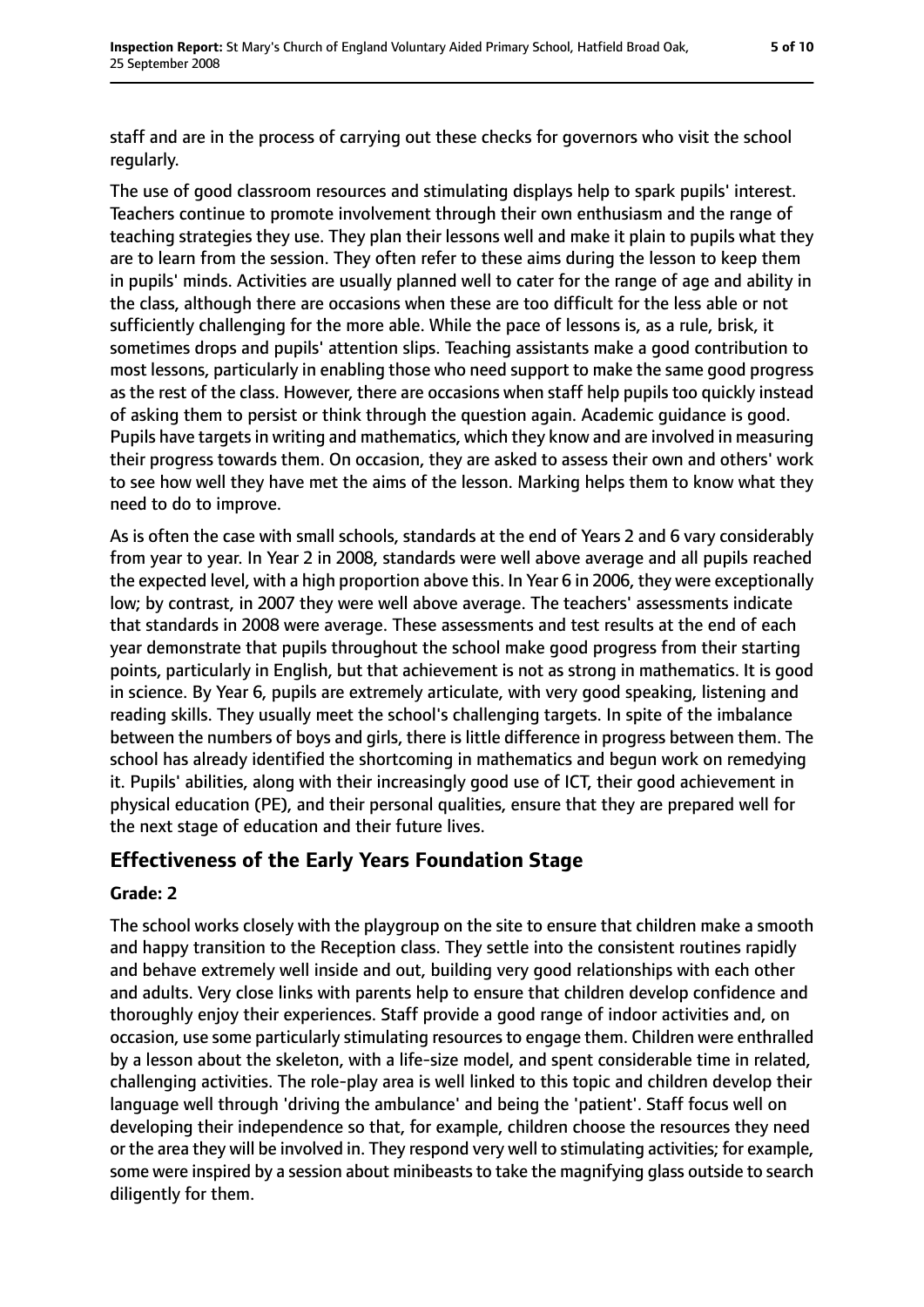staff and are in the process of carrying out these checks for governors who visit the school regularly.

The use of good classroom resources and stimulating displays help to spark pupils' interest. Teachers continue to promote involvement through their own enthusiasm and the range of teaching strategies they use. They plan their lessons well and make it plain to pupils what they are to learn from the session. They often refer to these aims during the lesson to keep them in pupils' minds. Activities are usually planned well to cater for the range of age and ability in the class, although there are occasions when these are too difficult for the less able or not sufficiently challenging for the more able. While the pace of lessons is, as a rule, brisk, it sometimes drops and pupils' attention slips. Teaching assistants make a good contribution to most lessons, particularly in enabling those who need support to make the same good progress as the rest of the class. However, there are occasions when staff help pupils too quickly instead of asking them to persist or think through the question again. Academic guidance is good. Pupils have targets in writing and mathematics, which they know and are involved in measuring their progress towards them. On occasion, they are asked to assess their own and others' work to see how well they have met the aims of the lesson. Marking helps them to know what they need to do to improve.

As is often the case with small schools, standards at the end of Years 2 and 6 vary considerably from year to year. In Year 2 in 2008, standards were well above average and all pupils reached the expected level, with a high proportion above this. In Year 6 in 2006, they were exceptionally low; by contrast, in 2007 they were well above average. The teachers' assessments indicate that standards in 2008 were average. These assessments and test results at the end of each year demonstrate that pupils throughout the school make good progress from their starting points, particularly in English, but that achievement is not as strong in mathematics. It is good in science. By Year 6, pupils are extremely articulate, with very good speaking, listening and reading skills. They usually meet the school's challenging targets. In spite of the imbalance between the numbers of boys and girls, there is little difference in progress between them. The school has already identified the shortcoming in mathematics and begun work on remedying it. Pupils' abilities, along with their increasingly good use of ICT, their good achievement in physical education (PE), and their personal qualities, ensure that they are prepared well for the next stage of education and their future lives.

## Effectiveness of the Early Years Foundation Stage

### Grade: 2

The school works closely with the playgroup on the site to ensure that children make a smooth and happy transition to the Reception class. They settle into the consistent routines rapidly and behave extremely well inside and out, building very good relationships with each other and adults. Very close links with parents help to ensure that children develop confidence and thoroughly enjoy their experiences. Staff provide a good range of indoor activities and, on occasion, use some particularly stimulating resources to engage them. Children were enthralled by a lesson about the skeleton, with a life-size model, and spent considerable time in related, challenging activities. The role-play area is well linked to this topic and children develop their language well through 'driving the ambulance' and being the 'patient'. Staff focus well on developing their independence so that, for example, children choose the resources they need or the area they will be involved in. They respond very well to stimulating activities; for example, some were inspired by a session about minibeasts to take the magnifying glass outside to search diligently for them.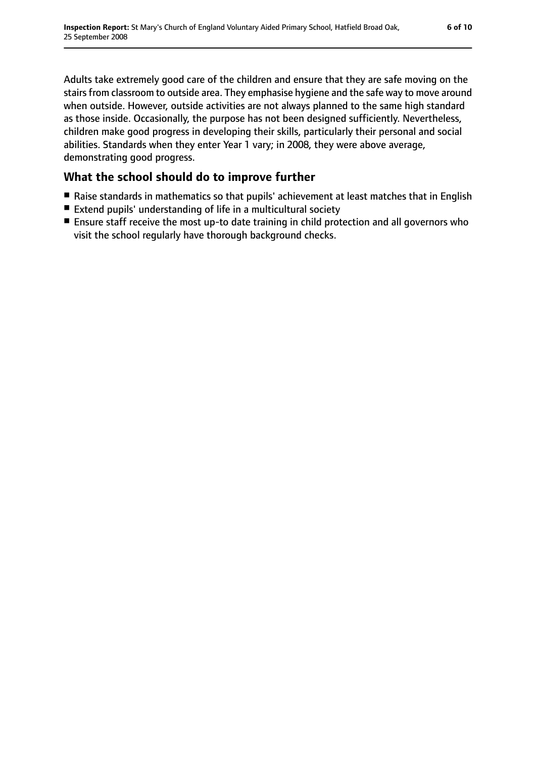Adults take extremely good care of the children and ensure that they are safe moving on the stairs from classroom to outside area. They emphasise hygiene and the safe way to move around when outside. However, outside activities are not always planned to the same high standard as those inside. Occasionally, the purpose has not been designed sufficiently. Nevertheless, children make good progress in developing their skills, particularly their personal and social abilities. Standards when they enter Year 1 vary; in 2008, they were above average, demonstrating good progress.

## What the school should do to improve further

- Raise standards in mathematics so that pupils' achievement at least matches that in English
- Extend pupils' understanding of life in a multicultural society
- Ensure staff receive the most up-to date training in child protection and all governors who visit the school regularly have thorough background checks.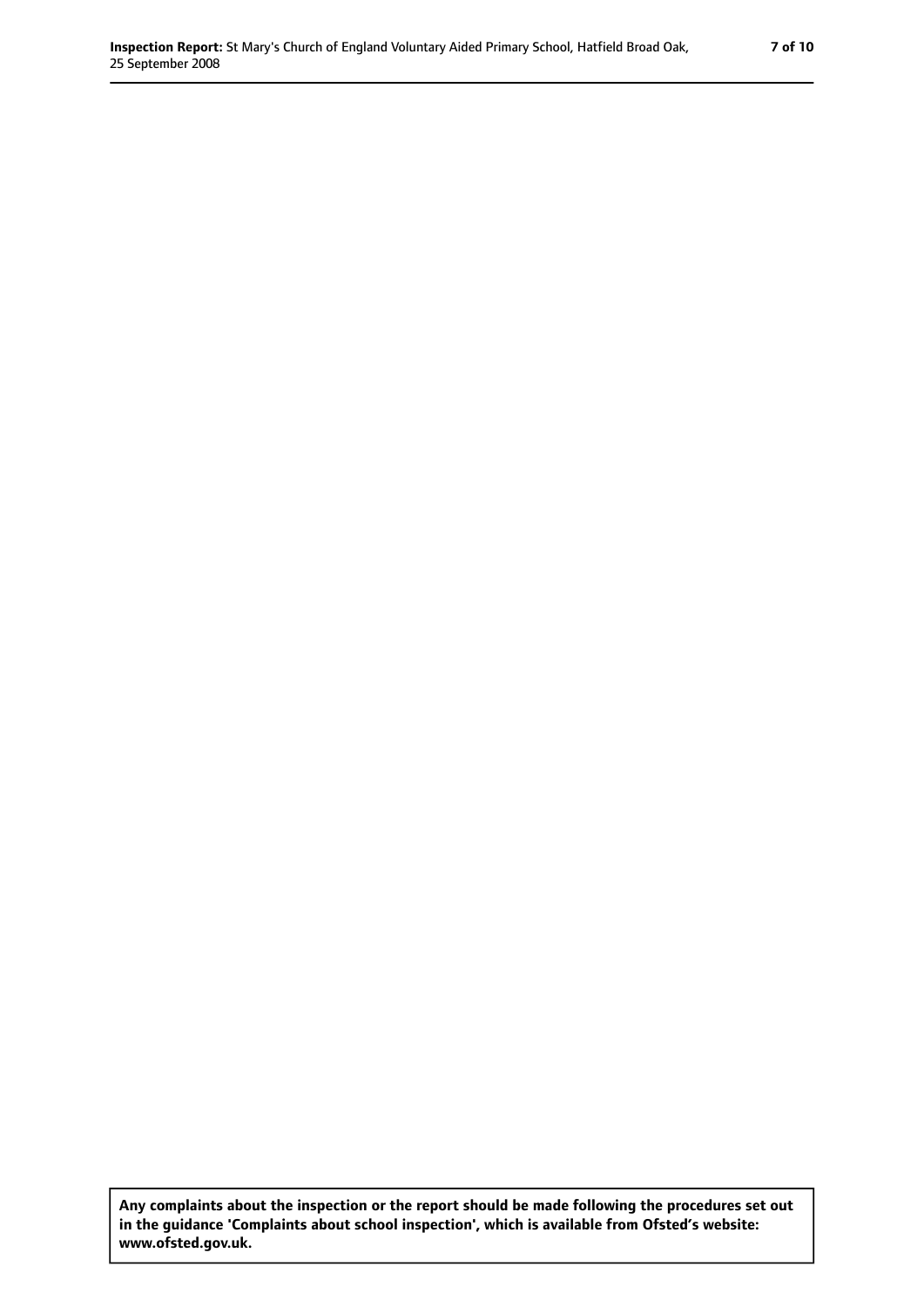**Any complaints about the inspection or the report should be made following the procedures set out in the guidance 'Complaints about school inspection', which is available from Ofsted's website: www.ofsted.gov.uk.**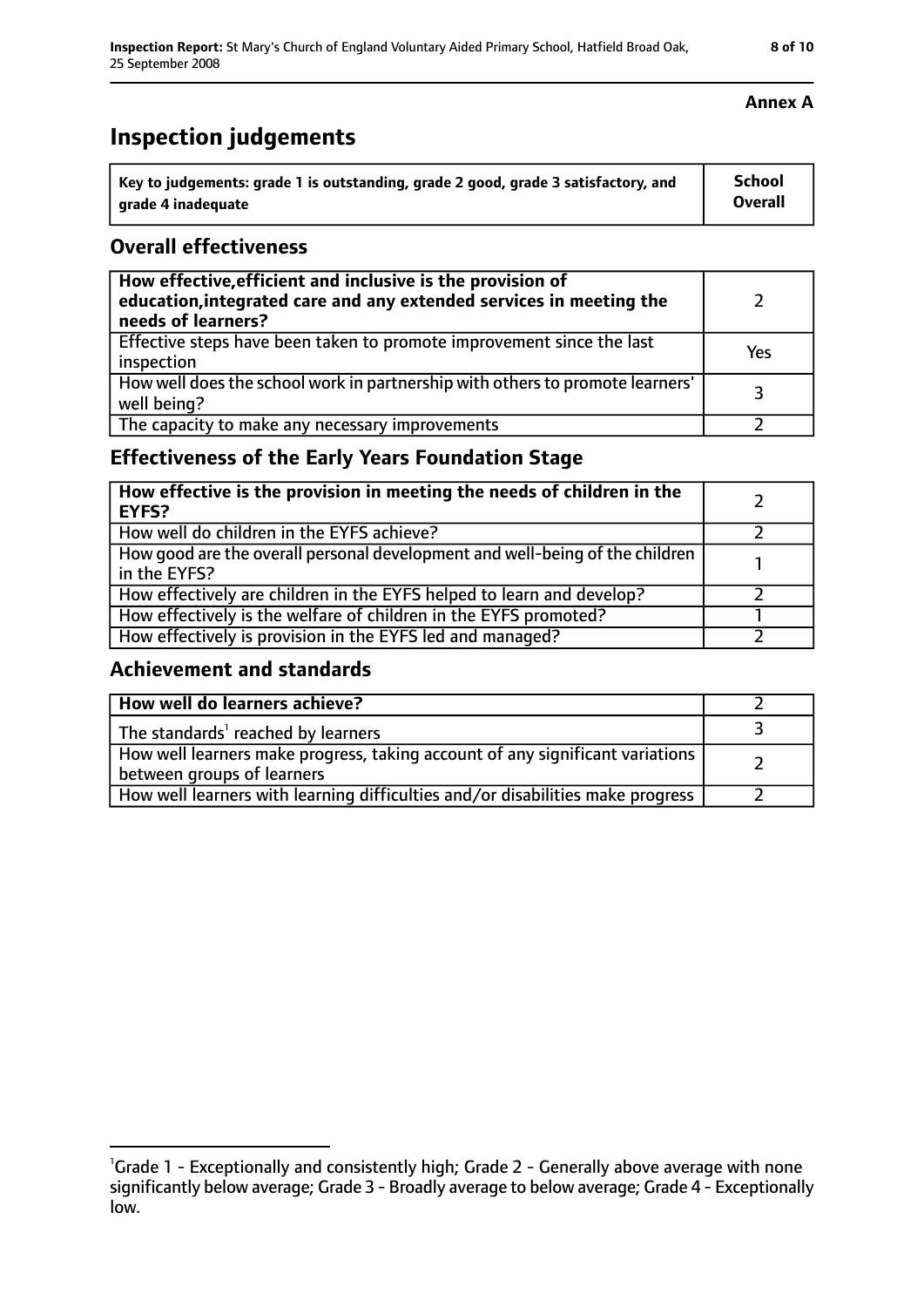**Annex A**

# Inspection judgements

| Key to judgements: grade 1 is outstanding, grade 2 good, grade 3 satisfactory, and grade 4 inadequate | School Overall |
|---|---|

## Overall effectiveness

| | |
|---|---|
| **How effective, efficient and inclusive is the provision of education, integrated care and any extended services in meeting the needs of learners?** | 2 |
| Effective steps have been taken to promote improvement since the last inspection | Yes |
| How well does the school work in partnership with others to promote learners' well being? | 3 |
| The capacity to make any necessary improvements | 2 |

## Effectiveness of the Early Years Foundation Stage

| | |
|---|---|
| **How effective is the provision in meeting the needs of children in the EYFS?** | 2 |
| How well do children in the EYFS achieve? | 2 |
| How good are the overall personal development and well-being of the children in the EYFS? | 1 |
| How effectively are children in the EYFS helped to learn and develop? | 2 |
| How effectively is the welfare of children in the EYFS promoted? | 1 |
| How effectively is provision in the EYFS led and managed? | 2 |

## Achievement and standards

| | |
|---|---|
| **How well do learners achieve?** | 2 |
| The standards[1] reached by learners | 3 |
| How well learners make progress, taking account of any significant variations between groups of learners | 2 |
| How well learners with learning difficulties and/or disabilities make progress | 2 |

[1]Grade 1 - Exceptionally and consistently high; Grade 2 - Generally above average with none significantly below average; Grade 3 - Broadly average to below average; Grade 4 - Exceptionally low.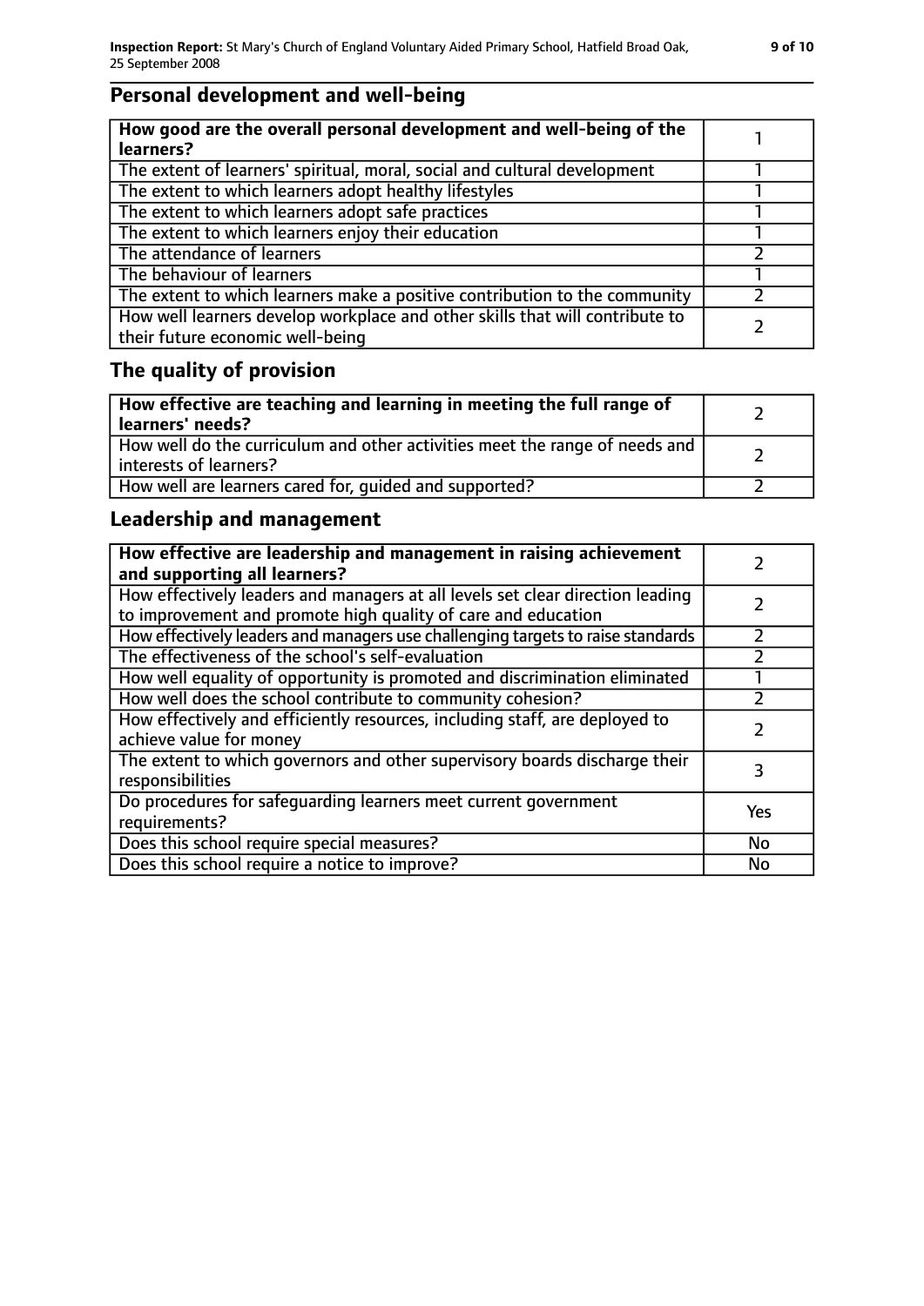## Personal development and well-being

| How good are the overall personal development and well-being of the learners? | 1 |
|---|---|
| The extent of learners' spiritual, moral, social and cultural development | 1 |
| The extent to which learners adopt healthy lifestyles | 1 |
| The extent to which learners adopt safe practices | 1 |
| The extent to which learners enjoy their education | 1 |
| The attendance of learners | 2 |
| The behaviour of learners | 1 |
| The extent to which learners make a positive contribution to the community | 2 |
| How well learners develop workplace and other skills that will contribute to their future economic well-being | 2 |

## The quality of provision

| How effective are teaching and learning in meeting the full range of learners' needs? | 2 |
|---|---|
| How well do the curriculum and other activities meet the range of needs and interests of learners? | 2 |
| How well are learners cared for, guided and supported? | 2 |

## Leadership and management

| How effective are leadership and management in raising achievement and supporting all learners? | 2 |
|---|---|
| How effectively leaders and managers at all levels set clear direction leading to improvement and promote high quality of care and education | 2 |
| How effectively leaders and managers use challenging targets to raise standards | 2 |
| The effectiveness of the school's self-evaluation | 2 |
| How well equality of opportunity is promoted and discrimination eliminated | 1 |
| How well does the school contribute to community cohesion? | 2 |
| How effectively and efficiently resources, including staff, are deployed to achieve value for money | 2 |
| The extent to which governors and other supervisory boards discharge their responsibilities | 3 |
| Do procedures for safeguarding learners meet current government requirements? | Yes |
| Does this school require special measures? | No |
| Does this school require a notice to improve? | No |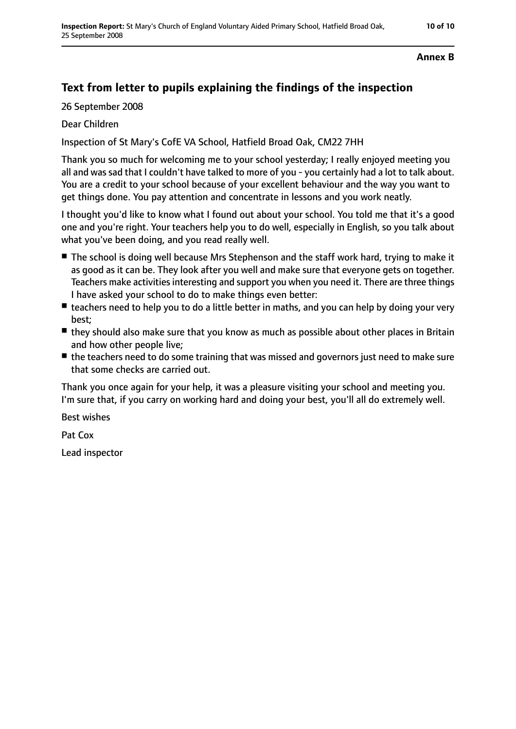**Annex B**

## Text from letter to pupils explaining the findings of the inspection

26 September 2008

Dear Children

Inspection of St Mary's CofE VA School, Hatfield Broad Oak, CM22 7HH

Thank you so much for welcoming me to your school yesterday; I really enjoyed meeting you all and was sad that I couldn't have talked to more of you - you certainly had a lot to talk about. You are a credit to your school because of your excellent behaviour and the way you want to get things done. You pay attention and concentrate in lessons and you work neatly.

I thought you'd like to know what I found out about your school. You told me that it's a good one and you're right. Your teachers help you to do well, especially in English, so you talk about what you've been doing, and you read really well.

- The school is doing well because Mrs Stephenson and the staff work hard, trying to make it as good as it can be. They look after you well and make sure that everyone gets on together. Teachers make activities interesting and support you when you need it. There are three things I have asked your school to do to make things even better:
- teachers need to help you to do a little better in maths, and you can help by doing your very best;
- they should also make sure that you know as much as possible about other places in Britain and how other people live;
- the teachers need to do some training that was missed and governors just need to make sure that some checks are carried out.

Thank you once again for your help, it was a pleasure visiting your school and meeting you. I'm sure that, if you carry on working hard and doing your best, you'll all do extremely well.

Best wishes

Pat Cox

Lead inspector